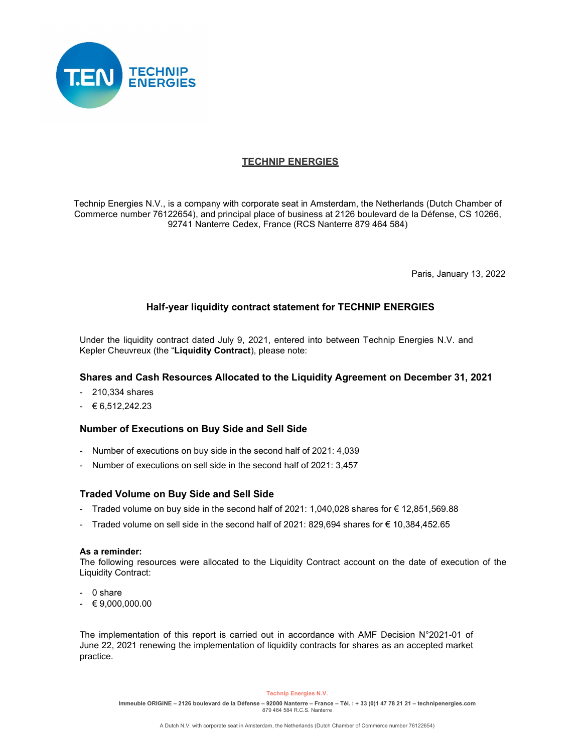# TECHNIP ENERGIES

Technip Energies N.V., is a company with corporate seat in Amsterdam, the Netherlands (Dutch Chamber of Commerce number 76122654), and principal place of business at 2126 boulevard de la Défense, CS 10266, 92741 Nanterre Cedex, France (RCS Nanterre 879 464 584)

Paris, January 13, 2022

## Half-year liquidity contract statement for TECHNIP ENERGIES

Under the liquidity contract dated July 9, 2021, entered into between Technip Energies N.V. and Kepler Cheuvreux (the "**Liquidity Contract**), please note:

### Shares and Cash Resources Allocated to the Liquidity Agreement on December 31, 2021

- 210,334 shares
- € 6,512,242.23

### Number of Executions on Buy Side and Sell Side

- Number of executions on buy side in the second half of 2021: 4,039
- Number of executions on sell side in the second half of 2021: 3,457

### Traded Volume on Buy Side and Sell Side

- Traded volume on buy side in the second half of 2021: 1,040,028 shares for € 12,851,569.88
- Traded volume on sell side in the second half of 2021: 829,694 shares for € 10,384,452.65

**As a reminder:**
The following resources were allocated to the Liquidity Contract account on the date of execution of the Liquidity Contract:

- 0 share
- € 9,000,000.00

The implementation of this report is carried out in accordance with AMF Decision N°2021-01 of June 22, 2021 renewing the implementation of liquidity contracts for shares as an accepted market practice.

Technip Energies N.V.

Immeuble ORIGINE – 2126 boulevard de la Défense – 92000 Nanterre – France – Tél. : + 33 (0)1 47 78 21 21 – technipenergies.com
879 464 584 R.C.S. Nanterre

A Dutch N.V. with corporate seat in Amsterdam, the Netherlands (Dutch Chamber of Commerce number 76122654)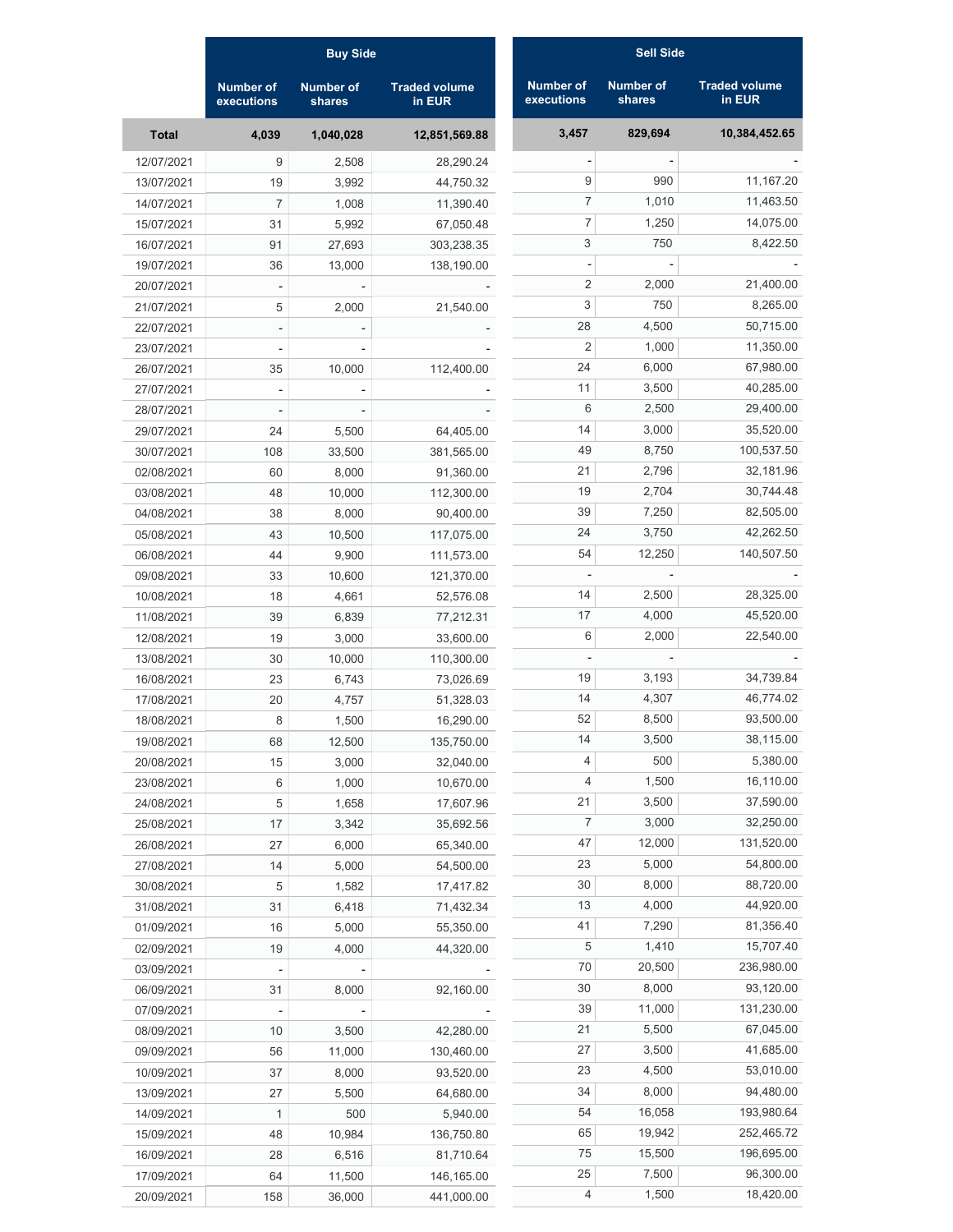| | Buy Side | | | Sell Side | | |
|---|---|---|---|---|---|---|
| | Number of executions | Number of shares | Traded volume in EUR | Number of executions | Number of shares | Traded volume in EUR |
| **Total** | **4,039** | **1,040,028** | **12,851,569.88** | **3,457** | **829,694** | **10,384,452.65** |
| 12/07/2021 | 9 | 2,508 | 28,290.24 | - | - | - |
| 13/07/2021 | 19 | 3,992 | 44,750.32 | 9 | 990 | 11,167.20 |
| 14/07/2021 | 7 | 1,008 | 11,390.40 | 7 | 1,010 | 11,463.50 |
| 15/07/2021 | 31 | 5,992 | 67,050.48 | 7 | 1,250 | 14,075.00 |
| 16/07/2021 | 91 | 27,693 | 303,238.35 | 3 | 750 | 8,422.50 |
| 19/07/2021 | 36 | 13,000 | 138,190.00 | - | - | - |
| 20/07/2021 | - | - | - | 2 | 2,000 | 21,400.00 |
| 21/07/2021 | 5 | 2,000 | 21,540.00 | 3 | 750 | 8,265.00 |
| 22/07/2021 | - | - | - | 28 | 4,500 | 50,715.00 |
| 23/07/2021 | - | - | - | 2 | 1,000 | 11,350.00 |
| 26/07/2021 | 35 | 10,000 | 112,400.00 | 24 | 6,000 | 67,980.00 |
| 27/07/2021 | - | - | - | 11 | 3,500 | 40,285.00 |
| 28/07/2021 | - | - | - | 6 | 2,500 | 29,400.00 |
| 29/07/2021 | 24 | 5,500 | 64,405.00 | 14 | 3,000 | 35,520.00 |
| 30/07/2021 | 108 | 33,500 | 381,565.00 | 49 | 8,750 | 100,537.50 |
| 02/08/2021 | 60 | 8,000 | 91,360.00 | 21 | 2,796 | 32,181.96 |
| 03/08/2021 | 48 | 10,000 | 112,300.00 | 19 | 2,704 | 30,744.48 |
| 04/08/2021 | 38 | 8,000 | 90,400.00 | 39 | 7,250 | 82,505.00 |
| 05/08/2021 | 43 | 10,500 | 117,075.00 | 24 | 3,750 | 42,262.50 |
| 06/08/2021 | 44 | 9,900 | 111,573.00 | 54 | 12,250 | 140,507.50 |
| 09/08/2021 | 33 | 10,600 | 121,370.00 | - | - | - |
| 10/08/2021 | 18 | 4,661 | 52,576.08 | 14 | 2,500 | 28,325.00 |
| 11/08/2021 | 39 | 6,839 | 77,212.31 | 17 | 4,000 | 45,520.00 |
| 12/08/2021 | 19 | 3,000 | 33,600.00 | 6 | 2,000 | 22,540.00 |
| 13/08/2021 | 30 | 10,000 | 110,300.00 | - | - | - |
| 16/08/2021 | 23 | 6,743 | 73,026.69 | 19 | 3,193 | 34,739.84 |
| 17/08/2021 | 20 | 4,757 | 51,328.03 | 14 | 4,307 | 46,774.02 |
| 18/08/2021 | 8 | 1,500 | 16,290.00 | 52 | 8,500 | 93,500.00 |
| 19/08/2021 | 68 | 12,500 | 135,750.00 | 14 | 3,500 | 38,115.00 |
| 20/08/2021 | 15 | 3,000 | 32,040.00 | 4 | 500 | 5,380.00 |
| 23/08/2021 | 6 | 1,000 | 10,670.00 | 4 | 1,500 | 16,110.00 |
| 24/08/2021 | 5 | 1,658 | 17,607.96 | 21 | 3,500 | 37,590.00 |
| 25/08/2021 | 17 | 3,342 | 35,692.56 | 7 | 3,000 | 32,250.00 |
| 26/08/2021 | 27 | 6,000 | 65,340.00 | 47 | 12,000 | 131,520.00 |
| 27/08/2021 | 14 | 5,000 | 54,500.00 | 23 | 5,000 | 54,800.00 |
| 30/08/2021 | 5 | 1,582 | 17,417.82 | 30 | 8,000 | 88,720.00 |
| 31/08/2021 | 31 | 6,418 | 71,432.34 | 13 | 4,000 | 44,920.00 |
| 01/09/2021 | 16 | 5,000 | 55,350.00 | 41 | 7,290 | 81,356.40 |
| 02/09/2021 | 19 | 4,000 | 44,320.00 | 5 | 1,410 | 15,707.40 |
| 03/09/2021 | - | - | - | 70 | 20,500 | 236,980.00 |
| 06/09/2021 | 31 | 8,000 | 92,160.00 | 30 | 8,000 | 93,120.00 |
| 07/09/2021 | - | - | - | 39 | 11,000 | 131,230.00 |
| 08/09/2021 | 10 | 3,500 | 42,280.00 | 21 | 5,500 | 67,045.00 |
| 09/09/2021 | 56 | 11,000 | 130,460.00 | 27 | 3,500 | 41,685.00 |
| 10/09/2021 | 37 | 8,000 | 93,520.00 | 23 | 4,500 | 53,010.00 |
| 13/09/2021 | 27 | 5,500 | 64,680.00 | 34 | 8,000 | 94,480.00 |
| 14/09/2021 | 1 | 500 | 5,940.00 | 54 | 16,058 | 193,980.64 |
| 15/09/2021 | 48 | 10,984 | 136,750.80 | 65 | 19,942 | 252,465.72 |
| 16/09/2021 | 28 | 6,516 | 81,710.64 | 75 | 15,500 | 196,695.00 |
| 17/09/2021 | 64 | 11,500 | 146,165.00 | 25 | 7,500 | 96,300.00 |
| 20/09/2021 | 158 | 36,000 | 441,000.00 | 4 | 1,500 | 18,420.00 |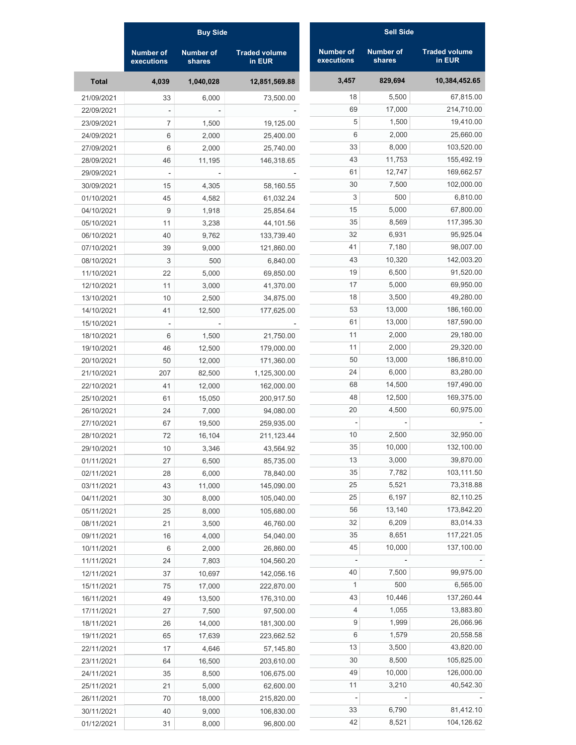| | Buy Side | | | Sell Side | | |
|---|---|---|---|---|---|---|
| | Number of executions | Number of shares | Traded volume in EUR | Number of executions | Number of shares | Traded volume in EUR |
| **Total** | **4,039** | **1,040,028** | **12,851,569.88** | **3,457** | **829,694** | **10,384,452.65** |
| 21/09/2021 | 33 | 6,000 | 73,500.00 | 18 | 5,500 | 67,815.00 |
| 22/09/2021 | - | - | - | 69 | 17,000 | 214,710.00 |
| 23/09/2021 | 7 | 1,500 | 19,125.00 | 5 | 1,500 | 19,410.00 |
| 24/09/2021 | 6 | 2,000 | 25,400.00 | 6 | 2,000 | 25,660.00 |
| 27/09/2021 | 6 | 2,000 | 25,740.00 | 33 | 8,000 | 103,520.00 |
| 28/09/2021 | 46 | 11,195 | 146,318.65 | 43 | 11,753 | 155,492.19 |
| 29/09/2021 | - | - | - | 61 | 12,747 | 169,662.57 |
| 30/09/2021 | 15 | 4,305 | 58,160.55 | 30 | 7,500 | 102,000.00 |
| 01/10/2021 | 45 | 4,582 | 61,032.24 | 3 | 500 | 6,810.00 |
| 04/10/2021 | 9 | 1,918 | 25,854.64 | 15 | 5,000 | 67,800.00 |
| 05/10/2021 | 11 | 3,238 | 44,101.56 | 35 | 8,569 | 117,395.30 |
| 06/10/2021 | 40 | 9,762 | 133,739.40 | 32 | 6,931 | 95,925.04 |
| 07/10/2021 | 39 | 9,000 | 121,860.00 | 41 | 7,180 | 98,007.00 |
| 08/10/2021 | 3 | 500 | 6,840.00 | 43 | 10,320 | 142,003.20 |
| 11/10/2021 | 22 | 5,000 | 69,850.00 | 19 | 6,500 | 91,520.00 |
| 12/10/2021 | 11 | 3,000 | 41,370.00 | 17 | 5,000 | 69,950.00 |
| 13/10/2021 | 10 | 2,500 | 34,875.00 | 18 | 3,500 | 49,280.00 |
| 14/10/2021 | 41 | 12,500 | 177,625.00 | 53 | 13,000 | 186,160.00 |
| 15/10/2021 | - | - | - | 61 | 13,000 | 187,590.00 |
| 18/10/2021 | 6 | 1,500 | 21,750.00 | 11 | 2,000 | 29,180.00 |
| 19/10/2021 | 46 | 12,500 | 179,000.00 | 11 | 2,000 | 29,320.00 |
| 20/10/2021 | 50 | 12,000 | 171,360.00 | 50 | 13,000 | 186,810.00 |
| 21/10/2021 | 207 | 82,500 | 1,125,300.00 | 24 | 6,000 | 83,280.00 |
| 22/10/2021 | 41 | 12,000 | 162,000.00 | 68 | 14,500 | 197,490.00 |
| 25/10/2021 | 61 | 15,050 | 200,917.50 | 48 | 12,500 | 169,375.00 |
| 26/10/2021 | 24 | 7,000 | 94,080.00 | 20 | 4,500 | 60,975.00 |
| 27/10/2021 | 67 | 19,500 | 259,935.00 | - | - | - |
| 28/10/2021 | 72 | 16,104 | 211,123.44 | 10 | 2,500 | 32,950.00 |
| 29/10/2021 | 10 | 3,346 | 43,564.92 | 35 | 10,000 | 132,100.00 |
| 01/11/2021 | 27 | 6,500 | 85,735.00 | 13 | 3,000 | 39,870.00 |
| 02/11/2021 | 28 | 6,000 | 78,840.00 | 35 | 7,782 | 103,111.50 |
| 03/11/2021 | 43 | 11,000 | 145,090.00 | 25 | 5,521 | 73,318.88 |
| 04/11/2021 | 30 | 8,000 | 105,040.00 | 25 | 6,197 | 82,110.25 |
| 05/11/2021 | 25 | 8,000 | 105,680.00 | 56 | 13,140 | 173,842.20 |
| 08/11/2021 | 21 | 3,500 | 46,760.00 | 32 | 6,209 | 83,014.33 |
| 09/11/2021 | 16 | 4,000 | 54,040.00 | 35 | 8,651 | 117,221.05 |
| 10/11/2021 | 6 | 2,000 | 26,860.00 | 45 | 10,000 | 137,100.00 |
| 11/11/2021 | 24 | 7,803 | 104,560.20 | - | - | - |
| 12/11/2021 | 37 | 10,697 | 142,056.16 | 40 | 7,500 | 99,975.00 |
| 15/11/2021 | 75 | 17,000 | 222,870.00 | 1 | 500 | 6,565.00 |
| 16/11/2021 | 49 | 13,500 | 176,310.00 | 43 | 10,446 | 137,260.44 |
| 17/11/2021 | 27 | 7,500 | 97,500.00 | 4 | 1,055 | 13,883.80 |
| 18/11/2021 | 26 | 14,000 | 181,300.00 | 9 | 1,999 | 26,066.96 |
| 19/11/2021 | 65 | 17,639 | 223,662.52 | 6 | 1,579 | 20,558.58 |
| 22/11/2021 | 17 | 4,646 | 57,145.80 | 13 | 3,500 | 43,820.00 |
| 23/11/2021 | 64 | 16,500 | 203,610.00 | 30 | 8,500 | 105,825.00 |
| 24/11/2021 | 35 | 8,500 | 106,675.00 | 49 | 10,000 | 126,000.00 |
| 25/11/2021 | 21 | 5,000 | 62,600.00 | 11 | 3,210 | 40,542.30 |
| 26/11/2021 | 70 | 18,000 | 215,820.00 | - | - | - |
| 30/11/2021 | 40 | 9,000 | 106,830.00 | 33 | 6,790 | 81,412.10 |
| 01/12/2021 | 31 | 8,000 | 96,800.00 | 42 | 8,521 | 104,126.62 |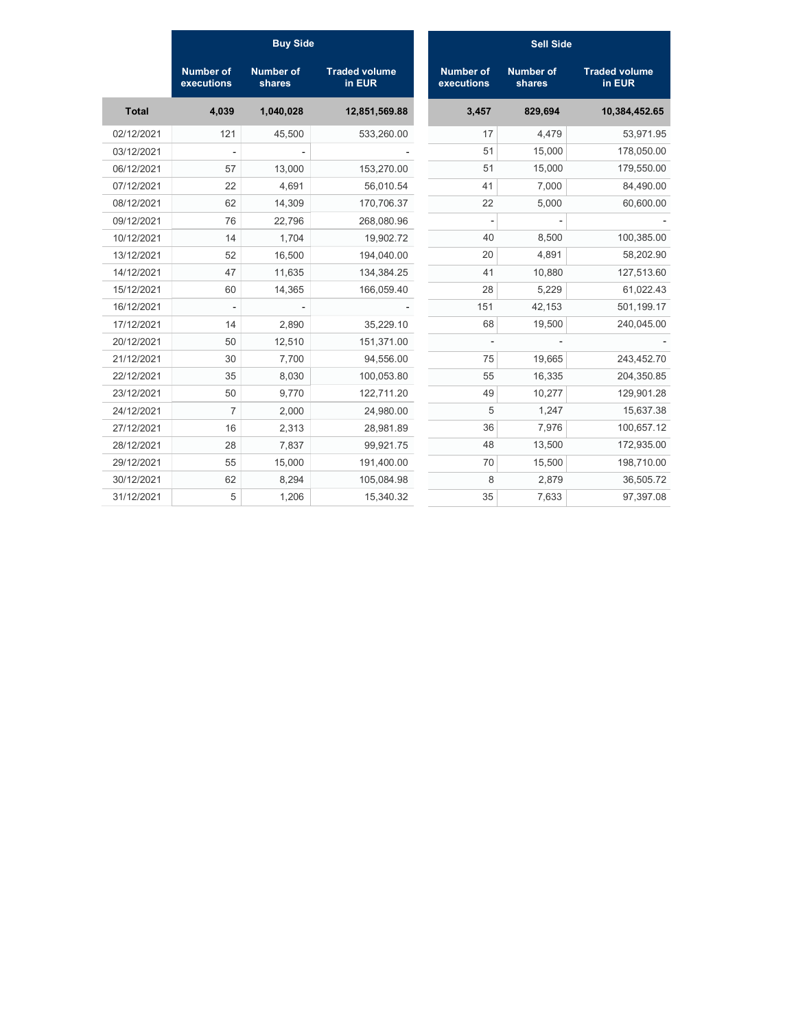| | Buy Side | | | Sell Side | | |
|---|---|---|---|---|---|---|
| | Number of executions | Number of shares | Traded volume in EUR | Number of executions | Number of shares | Traded volume in EUR |
| **Total** | **4,039** | **1,040,028** | **12,851,569.88** | **3,457** | **829,694** | **10,384,452.65** |
| 02/12/2021 | 121 | 45,500 | 533,260.00 | 17 | 4,479 | 53,971.95 |
| 03/12/2021 | - | - | - | 51 | 15,000 | 178,050.00 |
| 06/12/2021 | 57 | 13,000 | 153,270.00 | 51 | 15,000 | 179,550.00 |
| 07/12/2021 | 22 | 4,691 | 56,010.54 | 41 | 7,000 | 84,490.00 |
| 08/12/2021 | 62 | 14,309 | 170,706.37 | 22 | 5,000 | 60,600.00 |
| 09/12/2021 | 76 | 22,796 | 268,080.96 | - | - | - |
| 10/12/2021 | 14 | 1,704 | 19,902.72 | 40 | 8,500 | 100,385.00 |
| 13/12/2021 | 52 | 16,500 | 194,040.00 | 20 | 4,891 | 58,202.90 |
| 14/12/2021 | 47 | 11,635 | 134,384.25 | 41 | 10,880 | 127,513.60 |
| 15/12/2021 | 60 | 14,365 | 166,059.40 | 28 | 5,229 | 61,022.43 |
| 16/12/2021 | - | - | - | 151 | 42,153 | 501,199.17 |
| 17/12/2021 | 14 | 2,890 | 35,229.10 | 68 | 19,500 | 240,045.00 |
| 20/12/2021 | 50 | 12,510 | 151,371.00 | - | - | - |
| 21/12/2021 | 30 | 7,700 | 94,556.00 | 75 | 19,665 | 243,452.70 |
| 22/12/2021 | 35 | 8,030 | 100,053.80 | 55 | 16,335 | 204,350.85 |
| 23/12/2021 | 50 | 9,770 | 122,711.20 | 49 | 10,277 | 129,901.28 |
| 24/12/2021 | 7 | 2,000 | 24,980.00 | 5 | 1,247 | 15,637.38 |
| 27/12/2021 | 16 | 2,313 | 28,981.89 | 36 | 7,976 | 100,657.12 |
| 28/12/2021 | 28 | 7,837 | 99,921.75 | 48 | 13,500 | 172,935.00 |
| 29/12/2021 | 55 | 15,000 | 191,400.00 | 70 | 15,500 | 198,710.00 |
| 30/12/2021 | 62 | 8,294 | 105,084.98 | 8 | 2,879 | 36,505.72 |
| 31/12/2021 | 5 | 1,206 | 15,340.32 | 35 | 7,633 | 97,397.08 |